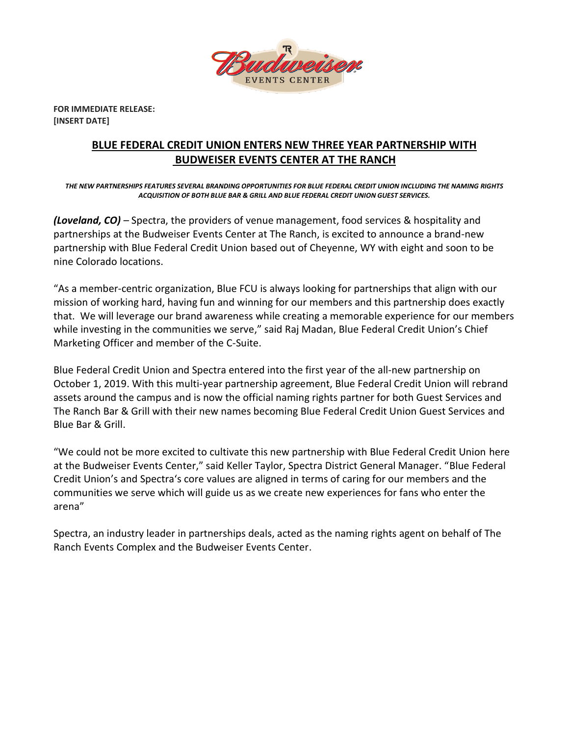**FOR IMMEDIATE RELEASE:**
**[INSERT DATE]**

# BLUE FEDERAL CREDIT UNION ENTERS NEW THREE YEAR PARTNERSHIP WITH BUDWEISER EVENTS CENTER AT THE RANCH

***THE NEW PARTNERSHIPS FEATURES SEVERAL BRANDING OPPORTUNITIES FOR BLUE FEDERAL CREDIT UNION INCLUDING THE NAMING RIGHTS ACQUISITION OF BOTH BLUE BAR & GRILL AND BLUE FEDERAL CREDIT UNION GUEST SERVICES.***

***(Loveland, CO)*** – Spectra, the providers of venue management, food services & hospitality and partnerships at the Budweiser Events Center at The Ranch, is excited to announce a brand-new partnership with Blue Federal Credit Union based out of Cheyenne, WY with eight and soon to be nine Colorado locations.

"As a member-centric organization, Blue FCU is always looking for partnerships that align with our mission of working hard, having fun and winning for our members and this partnership does exactly that. We will leverage our brand awareness while creating a memorable experience for our members while investing in the communities we serve," said Raj Madan, Blue Federal Credit Union's Chief Marketing Officer and member of the C-Suite.

Blue Federal Credit Union and Spectra entered into the first year of the all-new partnership on October 1, 2019. With this multi-year partnership agreement, Blue Federal Credit Union will rebrand assets around the campus and is now the official naming rights partner for both Guest Services and The Ranch Bar & Grill with their new names becoming Blue Federal Credit Union Guest Services and Blue Bar & Grill.

"We could not be more excited to cultivate this new partnership with Blue Federal Credit Union here at the Budweiser Events Center," said Keller Taylor, Spectra District General Manager. "Blue Federal Credit Union's and Spectra's core values are aligned in terms of caring for our members and the communities we serve which will guide us as we create new experiences for fans who enter the arena"

Spectra, an industry leader in partnerships deals, acted as the naming rights agent on behalf of The Ranch Events Complex and the Budweiser Events Center.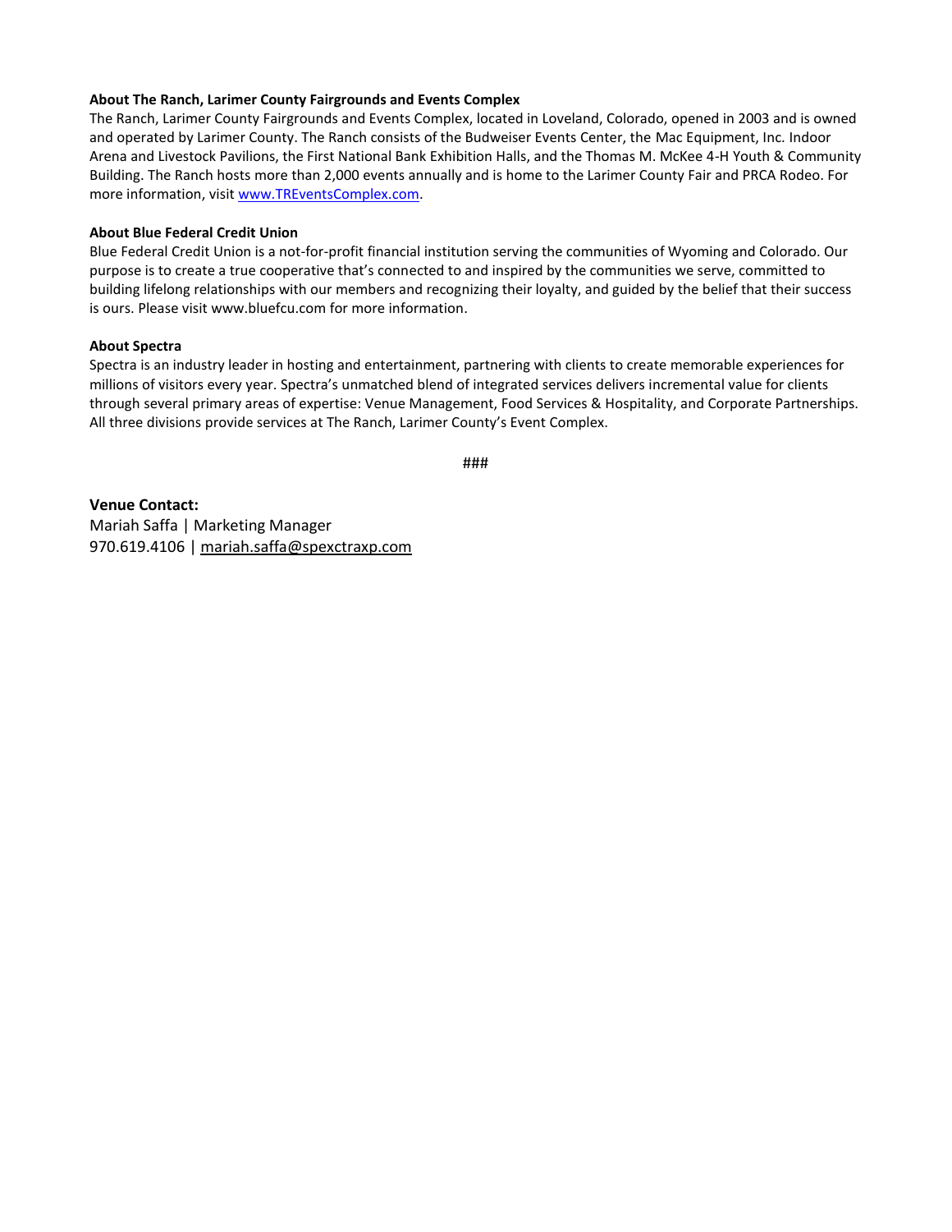**About The Ranch, Larimer County Fairgrounds and Events Complex**

The Ranch, Larimer County Fairgrounds and Events Complex, located in Loveland, Colorado, opened in 2003 and is owned and operated by Larimer County. The Ranch consists of the Budweiser Events Center, the Mac Equipment, Inc. Indoor Arena and Livestock Pavilions, the First National Bank Exhibition Halls, and the Thomas M. McKee 4-H Youth & Community Building. The Ranch hosts more than 2,000 events annually and is home to the Larimer County Fair and PRCA Rodeo. For more information, visit [www.TREventsComplex.com](www.TREventsComplex.com).

**About Blue Federal Credit Union**

Blue Federal Credit Union is a not-for-profit financial institution serving the communities of Wyoming and Colorado. Our purpose is to create a true cooperative that's connected to and inspired by the communities we serve, committed to building lifelong relationships with our members and recognizing their loyalty, and guided by the belief that their success is ours. Please visit www.bluefcu.com for more information.

**About Spectra**

Spectra is an industry leader in hosting and entertainment, partnering with clients to create memorable experiences for millions of visitors every year. Spectra's unmatched blend of integrated services delivers incremental value for clients through several primary areas of expertise: Venue Management, Food Services & Hospitality, and Corporate Partnerships. All three divisions provide services at The Ranch, Larimer County's Event Complex.

###

**Venue Contact:**
Mariah Saffa | Marketing Manager
970.619.4106 | mariah.saffa@spexctraxp.com